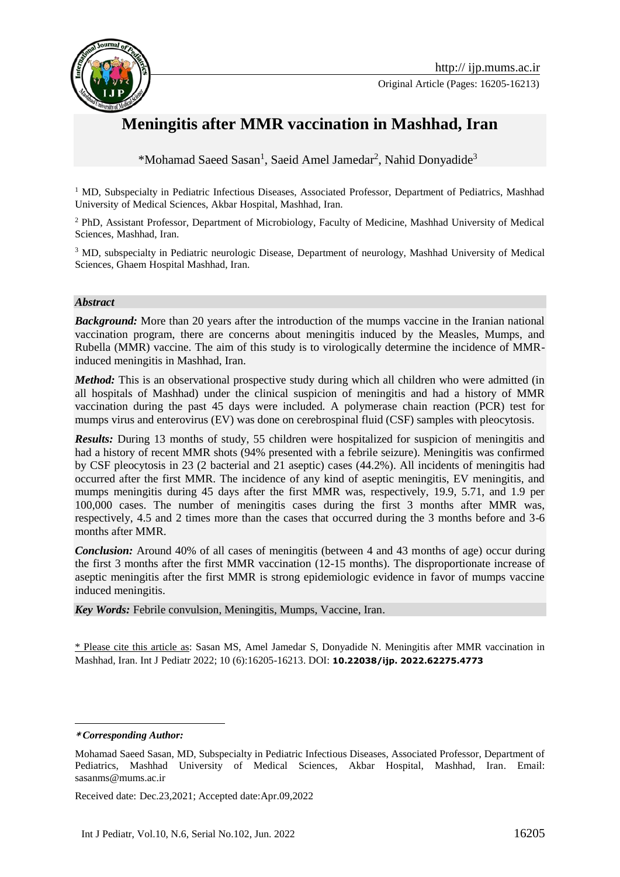# Meningitis after MMR vaccination in Mashhad, Iran

*Mohamad Saeed Sasan[1], Saeid Amel Jamedar[2], Nahid Donyadide[3]

[1] MD, Subspecialty in Pediatric Infectious Diseases, Associated Professor, Department of Pediatrics, Mashhad University of Medical Sciences, Akbar Hospital, Mashhad, Iran.

[2] PhD, Assistant Professor, Department of Microbiology, Faculty of Medicine, Mashhad University of Medical Sciences, Mashhad, Iran.

[3] MD, subspecialty in Pediatric neurologic Disease, Department of neurology, Mashhad University of Medical Sciences, Ghaem Hospital Mashhad, Iran.

## *Abstract*

***Background:*** More than 20 years after the introduction of the mumps vaccine in the Iranian national vaccination program, there are concerns about meningitis induced by the Measles, Mumps, and Rubella (MMR) vaccine. The aim of this study is to virologically determine the incidence of MMR-induced meningitis in Mashhad, Iran.

***Method:*** This is an observational prospective study during which all children who were admitted (in all hospitals of Mashhad) under the clinical suspicion of meningitis and had a history of MMR vaccination during the past 45 days were included. A polymerase chain reaction (PCR) test for mumps virus and enterovirus (EV) was done on cerebrospinal fluid (CSF) samples with pleocytosis.

***Results:*** During 13 months of study, 55 children were hospitalized for suspicion of meningitis and had a history of recent MMR shots (94% presented with a febrile seizure). Meningitis was confirmed by CSF pleocytosis in 23 (2 bacterial and 21 aseptic) cases (44.2%). All incidents of meningitis had occurred after the first MMR. The incidence of any kind of aseptic meningitis, EV meningitis, and mumps meningitis during 45 days after the first MMR was, respectively, 19.9, 5.71, and 1.9 per 100,000 cases. The number of meningitis cases during the first 3 months after MMR was, respectively, 4.5 and 2 times more than the cases that occurred during the 3 months before and 3-6 months after MMR.

***Conclusion:*** Around 40% of all cases of meningitis (between 4 and 43 months of age) occur during the first 3 months after the first MMR vaccination (12-15 months). The disproportionate increase of aseptic meningitis after the first MMR is strong epidemiologic evidence in favor of mumps vaccine induced meningitis.

***Key Words:*** Febrile convulsion, Meningitis, Mumps, Vaccine, Iran.

\* Please cite this article as: Sasan MS, Amel Jamedar S, Donyadide N. Meningitis after MMR vaccination in Mashhad, Iran. Int J Pediatr 2022; 10 (6):16205-16213. DOI: **10.22038/ijp. 2022.62275.4773**

***\*Corresponding Author:***

Mohamad Saeed Sasan, MD, Subspecialty in Pediatric Infectious Diseases, Associated Professor, Department of Pediatrics, Mashhad University of Medical Sciences, Akbar Hospital, Mashhad, Iran. Email: sasanms@mums.ac.ir

Received date: Dec.23,2021; Accepted date:Apr.09,2022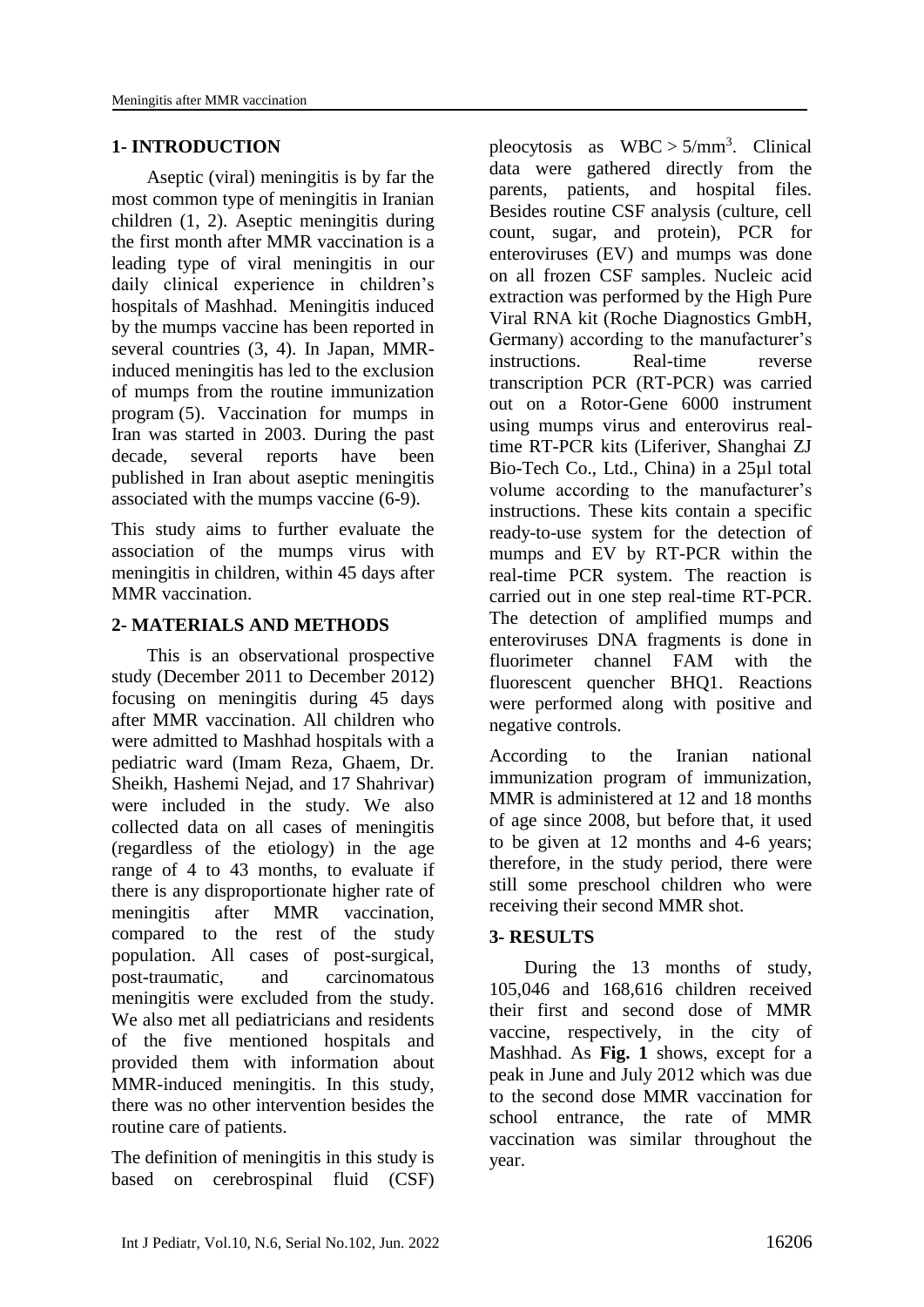## 1- INTRODUCTION

Aseptic (viral) meningitis is by far the most common type of meningitis in Iranian children (1, 2). Aseptic meningitis during the first month after MMR vaccination is a leading type of viral meningitis in our daily clinical experience in children's hospitals of Mashhad. Meningitis induced by the mumps vaccine has been reported in several countries (3, 4). In Japan, MMR-induced meningitis has led to the exclusion of mumps from the routine immunization program (5). Vaccination for mumps in Iran was started in 2003. During the past decade, several reports have been published in Iran about aseptic meningitis associated with the mumps vaccine (6-9).

This study aims to further evaluate the association of the mumps virus with meningitis in children, within 45 days after MMR vaccination.

## 2- MATERIALS AND METHODS

This is an observational prospective study (December 2011 to December 2012) focusing on meningitis during 45 days after MMR vaccination. All children who were admitted to Mashhad hospitals with a pediatric ward (Imam Reza, Ghaem, Dr. Sheikh, Hashemi Nejad, and 17 Shahrivar) were included in the study. We also collected data on all cases of meningitis (regardless of the etiology) in the age range of 4 to 43 months, to evaluate if there is any disproportionate higher rate of meningitis after MMR vaccination, compared to the rest of the study population. All cases of post-surgical, post-traumatic, and carcinomatous meningitis were excluded from the study. We also met all pediatricians and residents of the five mentioned hospitals and provided them with information about MMR-induced meningitis. In this study, there was no other intervention besides the routine care of patients.

The definition of meningitis in this study is based on cerebrospinal fluid (CSF) pleocytosis as WBC > 5/mm$^3$. Clinical data were gathered directly from the parents, patients, and hospital files. Besides routine CSF analysis (culture, cell count, sugar, and protein), PCR for enteroviruses (EV) and mumps was done on all frozen CSF samples. Nucleic acid extraction was performed by the High Pure Viral RNA kit (Roche Diagnostics GmbH, Germany) according to the manufacturer's instructions. Real-time reverse transcription PCR (RT-PCR) was carried out on a Rotor-Gene 6000 instrument using mumps virus and enterovirus real-time RT-PCR kits (Liferiver, Shanghai ZJ Bio-Tech Co., Ltd., China) in a 25µl total volume according to the manufacturer's instructions. These kits contain a specific ready-to-use system for the detection of mumps and EV by RT-PCR within the real-time PCR system. The reaction is carried out in one step real-time RT-PCR. The detection of amplified mumps and enteroviruses DNA fragments is done in fluorimeter channel FAM with the fluorescent quencher BHQ1. Reactions were performed along with positive and negative controls.

According to the Iranian national immunization program of immunization, MMR is administered at 12 and 18 months of age since 2008, but before that, it used to be given at 12 months and 4-6 years; therefore, in the study period, there were still some preschool children who were receiving their second MMR shot.

## 3- RESULTS

During the 13 months of study, 105,046 and 168,616 children received their first and second dose of MMR vaccine, respectively, in the city of Mashhad. As **Fig. 1** shows, except for a peak in June and July 2012 which was due to the second dose MMR vaccination for school entrance, the rate of MMR vaccination was similar throughout the year.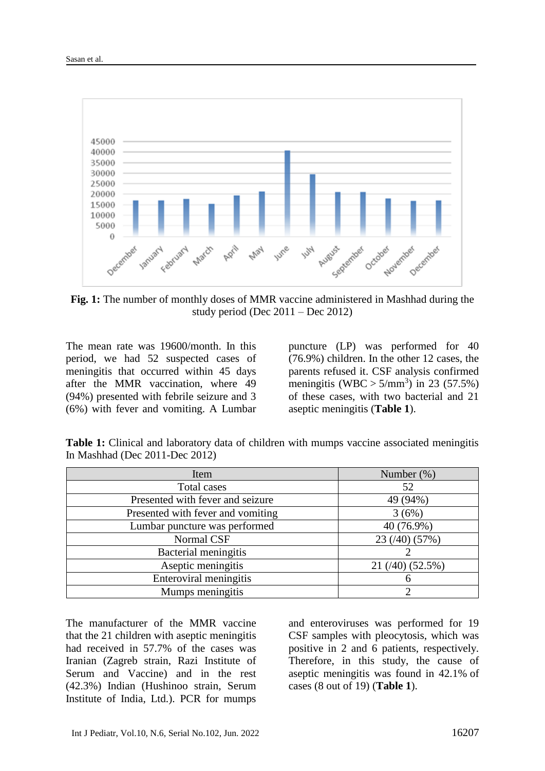**Fig. 1:** The number of monthly doses of MMR vaccine administered in Mashhad during the study period (Dec 2011 – Dec 2012)

The mean rate was 19600/month. In this period, we had 52 suspected cases of meningitis that occurred within 45 days after the MMR vaccination, where 49 (94%) presented with febrile seizure and 3 (6%) with fever and vomiting. A Lumbar puncture (LP) was performed for 40 (76.9%) children. In the other 12 cases, the parents refused it. CSF analysis confirmed meningitis (WBC > 5/mm$^3$) in 23 (57.5%) of these cases, with two bacterial and 21 aseptic meningitis (**Table 1**).

**Table 1:** Clinical and laboratory data of children with mumps vaccine associated meningitis In Mashhad (Dec 2011-Dec 2012)

| Item | Number (%) |
|---|---|
| Total cases | 52 |
| Presented with fever and seizure | 49 (94%) |
| Presented with fever and vomiting | 3 (6%) |
| Lumbar puncture was performed | 40 (76.9%) |
| Normal CSF | 23 (/40) (57%) |
| Bacterial meningitis | 2 |
| Aseptic meningitis | 21 (/40) (52.5%) |
| Enteroviral meningitis | 6 |
| Mumps meningitis | 2 |

The manufacturer of the MMR vaccine that the 21 children with aseptic meningitis had received in 57.7% of the cases was Iranian (Zagreb strain, Razi Institute of Serum and Vaccine) and in the rest (42.3%) Indian (Hushinoo strain, Serum Institute of India, Ltd.). PCR for mumps and enteroviruses was performed for 19 CSF samples with pleocytosis, which was positive in 2 and 6 patients, respectively. Therefore, in this study, the cause of aseptic meningitis was found in 42.1% of cases (8 out of 19) (**Table 1**).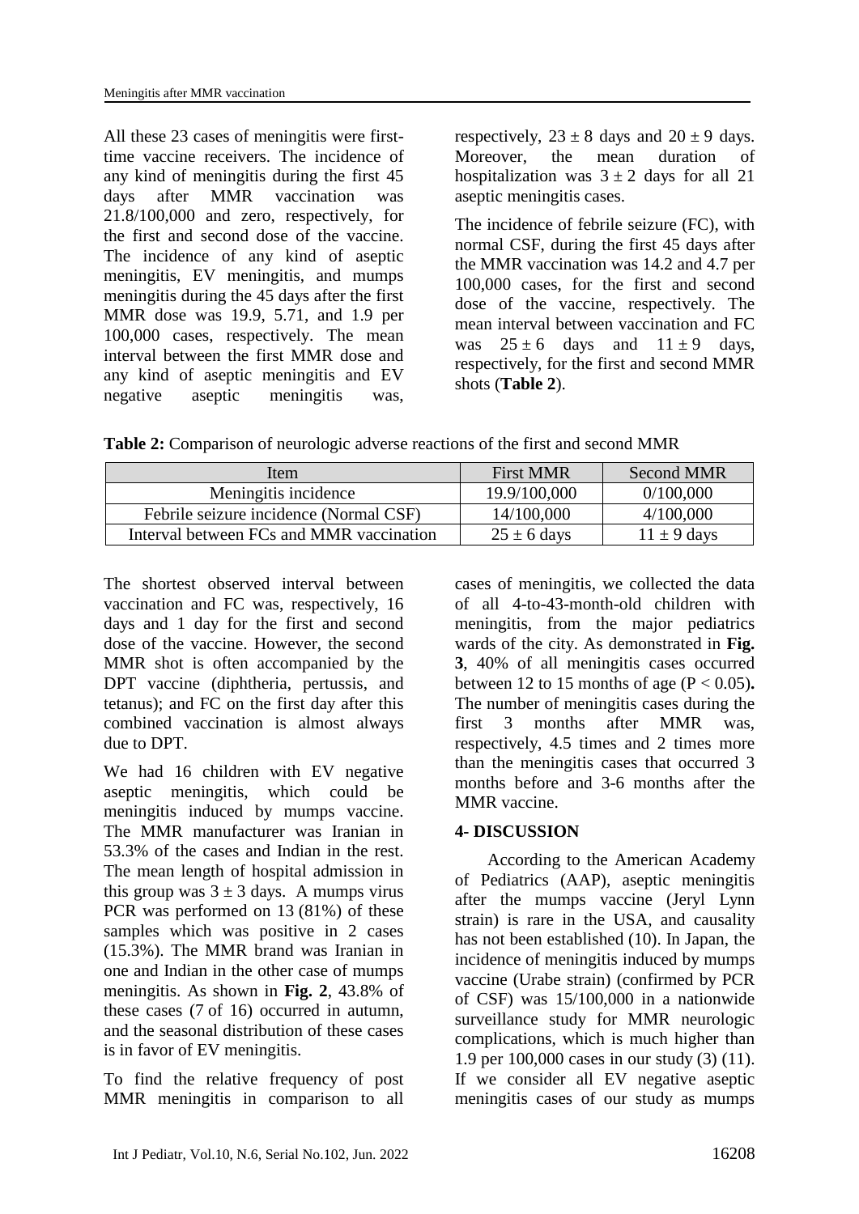All these 23 cases of meningitis were first-time vaccine receivers. The incidence of any kind of meningitis during the first 45 days after MMR vaccination was 21.8/100,000 and zero, respectively, for the first and second dose of the vaccine. The incidence of any kind of aseptic meningitis, EV meningitis, and mumps meningitis during the 45 days after the first MMR dose was 19.9, 5.71, and 1.9 per 100,000 cases, respectively. The mean interval between the first MMR dose and any kind of aseptic meningitis and EV negative aseptic meningitis was, respectively, $23 \pm 8$ days and $20 \pm 9$ days. Moreover, the mean duration of hospitalization was $3 \pm 2$ days for all 21 aseptic meningitis cases.

The incidence of febrile seizure (FC), with normal CSF, during the first 45 days after the MMR vaccination was 14.2 and 4.7 per 100,000 cases, for the first and second dose of the vaccine, respectively. The mean interval between vaccination and FC was $25 \pm 6$ days and $11 \pm 9$ days, respectively, for the first and second MMR shots (**Table 2**).

**Table 2:** Comparison of neurologic adverse reactions of the first and second MMR

| Item | First MMR | Second MMR |
|---|---|---|
| Meningitis incidence | 19.9/100,000 | 0/100,000 |
| Febrile seizure incidence (Normal CSF) | 14/100,000 | 4/100,000 |
| Interval between FCs and MMR vaccination | $25 \pm 6$ days | $11 \pm 9$ days |

The shortest observed interval between vaccination and FC was, respectively, 16 days and 1 day for the first and second dose of the vaccine. However, the second MMR shot is often accompanied by the DPT vaccine (diphtheria, pertussis, and tetanus); and FC on the first day after this combined vaccination is almost always due to DPT.

We had 16 children with EV negative aseptic meningitis, which could be meningitis induced by mumps vaccine. The MMR manufacturer was Iranian in 53.3% of the cases and Indian in the rest. The mean length of hospital admission in this group was $3 \pm 3$ days. A mumps virus PCR was performed on 13 (81%) of these samples which was positive in 2 cases (15.3%). The MMR brand was Iranian in one and Indian in the other case of mumps meningitis. As shown in **Fig. 2**, 43.8% of these cases (7 of 16) occurred in autumn, and the seasonal distribution of these cases is in favor of EV meningitis.

To find the relative frequency of post MMR meningitis in comparison to all cases of meningitis, we collected the data of all 4-to-43-month-old children with meningitis, from the major pediatrics wards of the city. As demonstrated in **Fig. 3**, 40% of all meningitis cases occurred between 12 to 15 months of age ($P < 0.05$). The number of meningitis cases during the first 3 months after MMR was, respectively, 4.5 times and 2 times more than the meningitis cases that occurred 3 months before and 3-6 months after the MMR vaccine.

## 4- DISCUSSION

According to the American Academy of Pediatrics (AAP), aseptic meningitis after the mumps vaccine (Jeryl Lynn strain) is rare in the USA, and causality has not been established (10). In Japan, the incidence of meningitis induced by mumps vaccine (Urabe strain) (confirmed by PCR of CSF) was 15/100,000 in a nationwide surveillance study for MMR neurologic complications, which is much higher than 1.9 per 100,000 cases in our study (3) (11). If we consider all EV negative aseptic meningitis cases of our study as mumps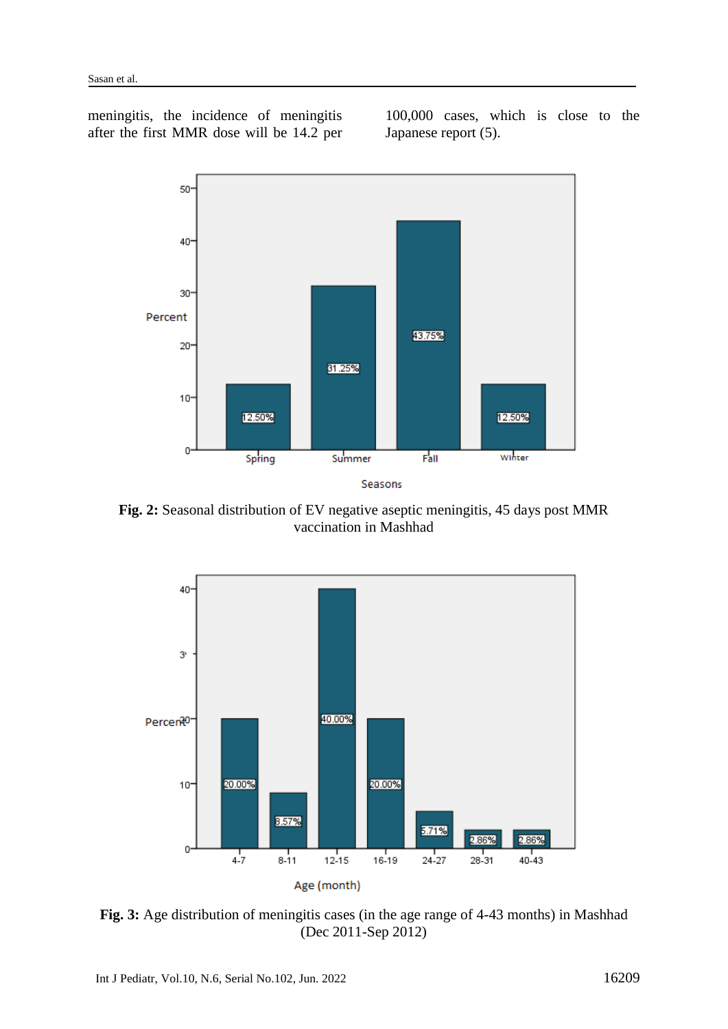meningitis, the incidence of meningitis after the first MMR dose will be 14.2 per 100,000 cases, which is close to the Japanese report (5).

**Fig. 2:** Seasonal distribution of EV negative aseptic meningitis, 45 days post MMR vaccination in Mashhad

**Fig. 3:** Age distribution of meningitis cases (in the age range of 4-43 months) in Mashhad (Dec 2011-Sep 2012)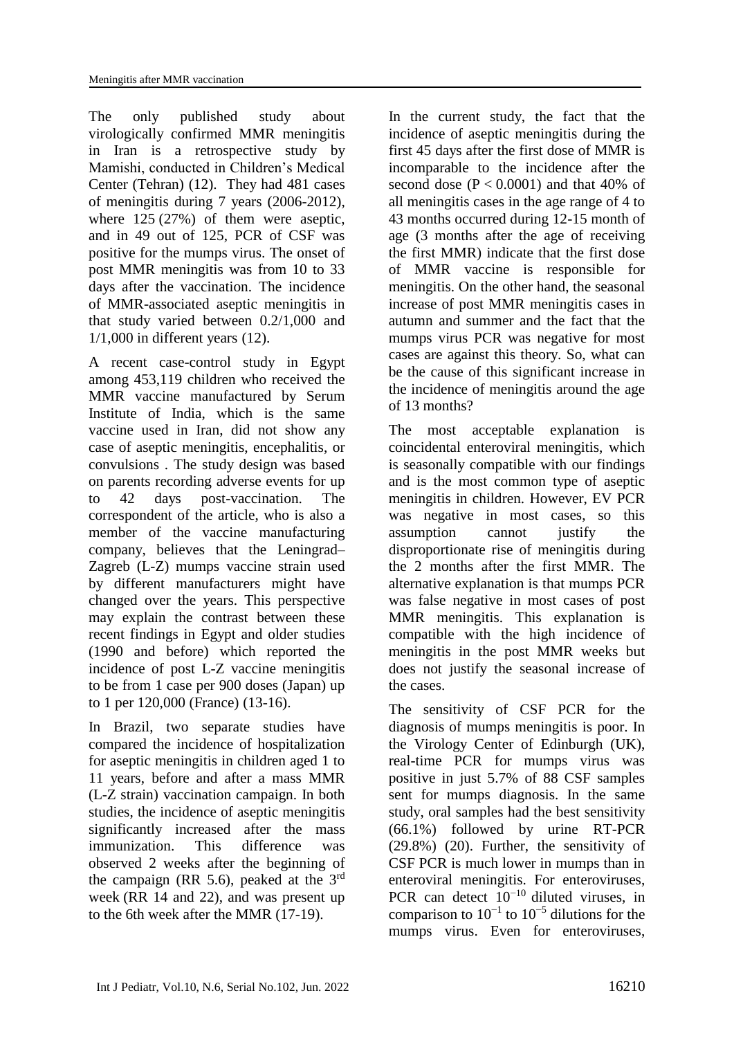The only published study about virologically confirmed MMR meningitis in Iran is a retrospective study by Mamishi, conducted in Children's Medical Center (Tehran) (12). They had 481 cases of meningitis during 7 years (2006-2012), where 125 (27%) of them were aseptic, and in 49 out of 125, PCR of CSF was positive for the mumps virus. The onset of post MMR meningitis was from 10 to 33 days after the vaccination. The incidence of MMR-associated aseptic meningitis in that study varied between 0.2/1,000 and 1/1,000 in different years (12).

A recent case-control study in Egypt among 453,119 children who received the MMR vaccine manufactured by Serum Institute of India, which is the same vaccine used in Iran, did not show any case of aseptic meningitis, encephalitis, or convulsions . The study design was based on parents recording adverse events for up to 42 days post-vaccination. The correspondent of the article, who is also a member of the vaccine manufacturing company, believes that the Leningrad–Zagreb (L-Z) mumps vaccine strain used by different manufacturers might have changed over the years. This perspective may explain the contrast between these recent findings in Egypt and older studies (1990 and before) which reported the incidence of post L-Z vaccine meningitis to be from 1 case per 900 doses (Japan) up to 1 per 120,000 (France) (13-16).

In Brazil, two separate studies have compared the incidence of hospitalization for aseptic meningitis in children aged 1 to 11 years, before and after a mass MMR (L-Z strain) vaccination campaign. In both studies, the incidence of aseptic meningitis significantly increased after the mass immunization. This difference was observed 2 weeks after the beginning of the campaign (RR 5.6), peaked at the 3rd week (RR 14 and 22), and was present up to the 6th week after the MMR (17-19).

In the current study, the fact that the incidence of aseptic meningitis during the first 45 days after the first dose of MMR is incomparable to the incidence after the second dose ($P < 0.0001$) and that 40% of all meningitis cases in the age range of 4 to 43 months occurred during 12-15 month of age (3 months after the age of receiving the first MMR) indicate that the first dose of MMR vaccine is responsible for meningitis. On the other hand, the seasonal increase of post MMR meningitis cases in autumn and summer and the fact that the mumps virus PCR was negative for most cases are against this theory. So, what can be the cause of this significant increase in the incidence of meningitis around the age of 13 months?

The most acceptable explanation is coincidental enteroviral meningitis, which is seasonally compatible with our findings and is the most common type of aseptic meningitis in children. However, EV PCR was negative in most cases, so this assumption cannot justify the disproportionate rise of meningitis during the 2 months after the first MMR. The alternative explanation is that mumps PCR was false negative in most cases of post MMR meningitis. This explanation is compatible with the high incidence of meningitis in the post MMR weeks but does not justify the seasonal increase of the cases.

The sensitivity of CSF PCR for the diagnosis of mumps meningitis is poor. In the Virology Center of Edinburgh (UK), real-time PCR for mumps virus was positive in just 5.7% of 88 CSF samples sent for mumps diagnosis. In the same study, oral samples had the best sensitivity (66.1%) followed by urine RT-PCR (29.8%) (20). Further, the sensitivity of CSF PCR is much lower in mumps than in enteroviral meningitis. For enteroviruses, PCR can detect $10^{-10}$ diluted viruses, in comparison to $10^{-1}$ to $10^{-5}$ dilutions for the mumps virus. Even for enteroviruses,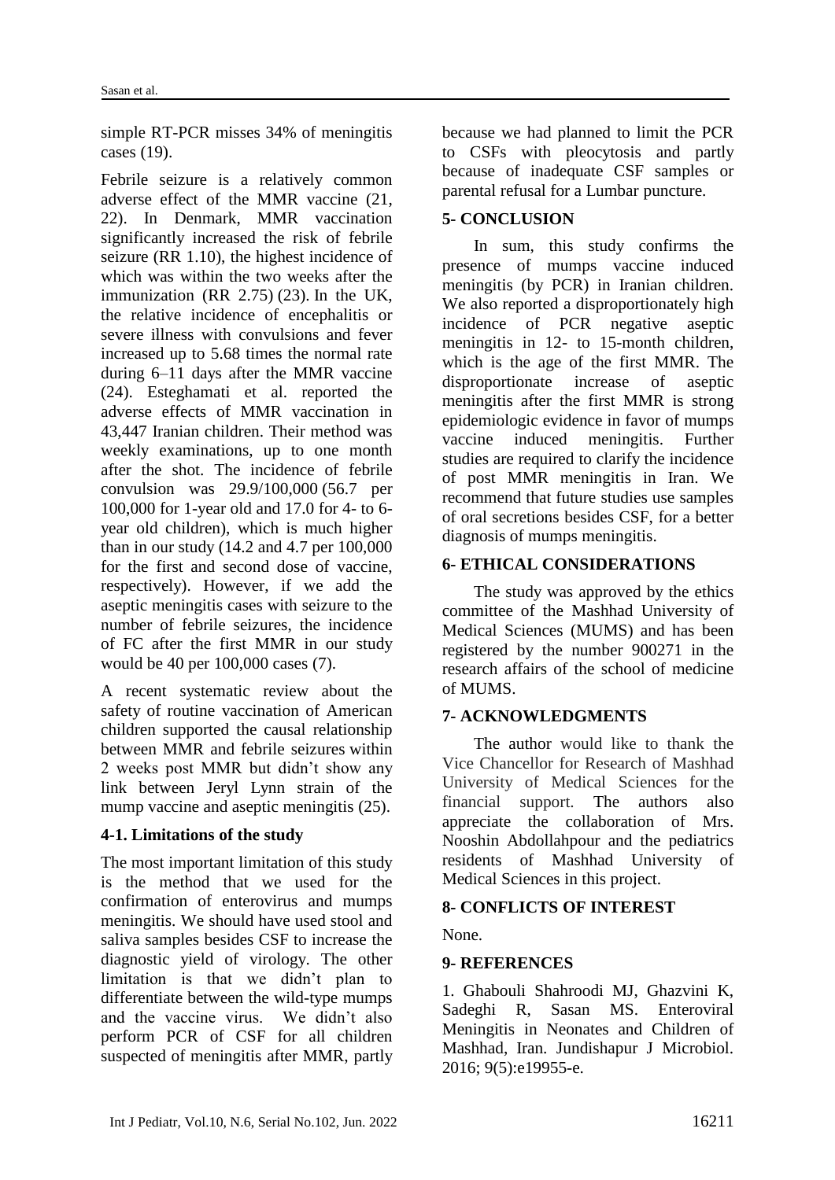simple RT-PCR misses 34% of meningitis cases (19).

Febrile seizure is a relatively common adverse effect of the MMR vaccine (21, 22). In Denmark, MMR vaccination significantly increased the risk of febrile seizure (RR 1.10), the highest incidence of which was within the two weeks after the immunization (RR 2.75) (23). In the UK, the relative incidence of encephalitis or severe illness with convulsions and fever increased up to 5.68 times the normal rate during 6–11 days after the MMR vaccine (24). Esteghamati et al. reported the adverse effects of MMR vaccination in 43,447 Iranian children. Their method was weekly examinations, up to one month after the shot. The incidence of febrile convulsion was 29.9/100,000 (56.7 per 100,000 for 1-year old and 17.0 for 4- to 6-year old children), which is much higher than in our study (14.2 and 4.7 per 100,000 for the first and second dose of vaccine, respectively). However, if we add the aseptic meningitis cases with seizure to the number of febrile seizures, the incidence of FC after the first MMR in our study would be 40 per 100,000 cases (7).

A recent systematic review about the safety of routine vaccination of American children supported the causal relationship between MMR and febrile seizures within 2 weeks post MMR but didn't show any link between Jeryl Lynn strain of the mump vaccine and aseptic meningitis (25).

### 4-1. Limitations of the study

The most important limitation of this study is the method that we used for the confirmation of enterovirus and mumps meningitis. We should have used stool and saliva samples besides CSF to increase the diagnostic yield of virology. The other limitation is that we didn't plan to differentiate between the wild-type mumps and the vaccine virus. We didn't also perform PCR of CSF for all children suspected of meningitis after MMR, partly because we had planned to limit the PCR to CSFs with pleocytosis and partly because of inadequate CSF samples or parental refusal for a Lumbar puncture.

## 5- CONCLUSION

In sum, this study confirms the presence of mumps vaccine induced meningitis (by PCR) in Iranian children. We also reported a disproportionately high incidence of PCR negative aseptic meningitis in 12- to 15-month children, which is the age of the first MMR. The disproportionate increase of aseptic meningitis after the first MMR is strong epidemiologic evidence in favor of mumps vaccine induced meningitis. Further studies are required to clarify the incidence of post MMR meningitis in Iran. We recommend that future studies use samples of oral secretions besides CSF, for a better diagnosis of mumps meningitis.

## 6- ETHICAL CONSIDERATIONS

The study was approved by the ethics committee of the Mashhad University of Medical Sciences (MUMS) and has been registered by the number 900271 in the research affairs of the school of medicine of MUMS.

## 7- ACKNOWLEDGMENTS

The author would like to thank the Vice Chancellor for Research of Mashhad University of Medical Sciences for the financial support. The authors also appreciate the collaboration of Mrs. Nooshin Abdollahpour and the pediatrics residents of Mashhad University of Medical Sciences in this project.

## 8- CONFLICTS OF INTEREST

None.

## 9- REFERENCES

1. Ghabouli Shahroodi MJ, Ghazvini K, Sadeghi R, Sasan MS. Enteroviral Meningitis in Neonates and Children of Mashhad, Iran. Jundishapur J Microbiol. 2016; 9(5):e19955-e.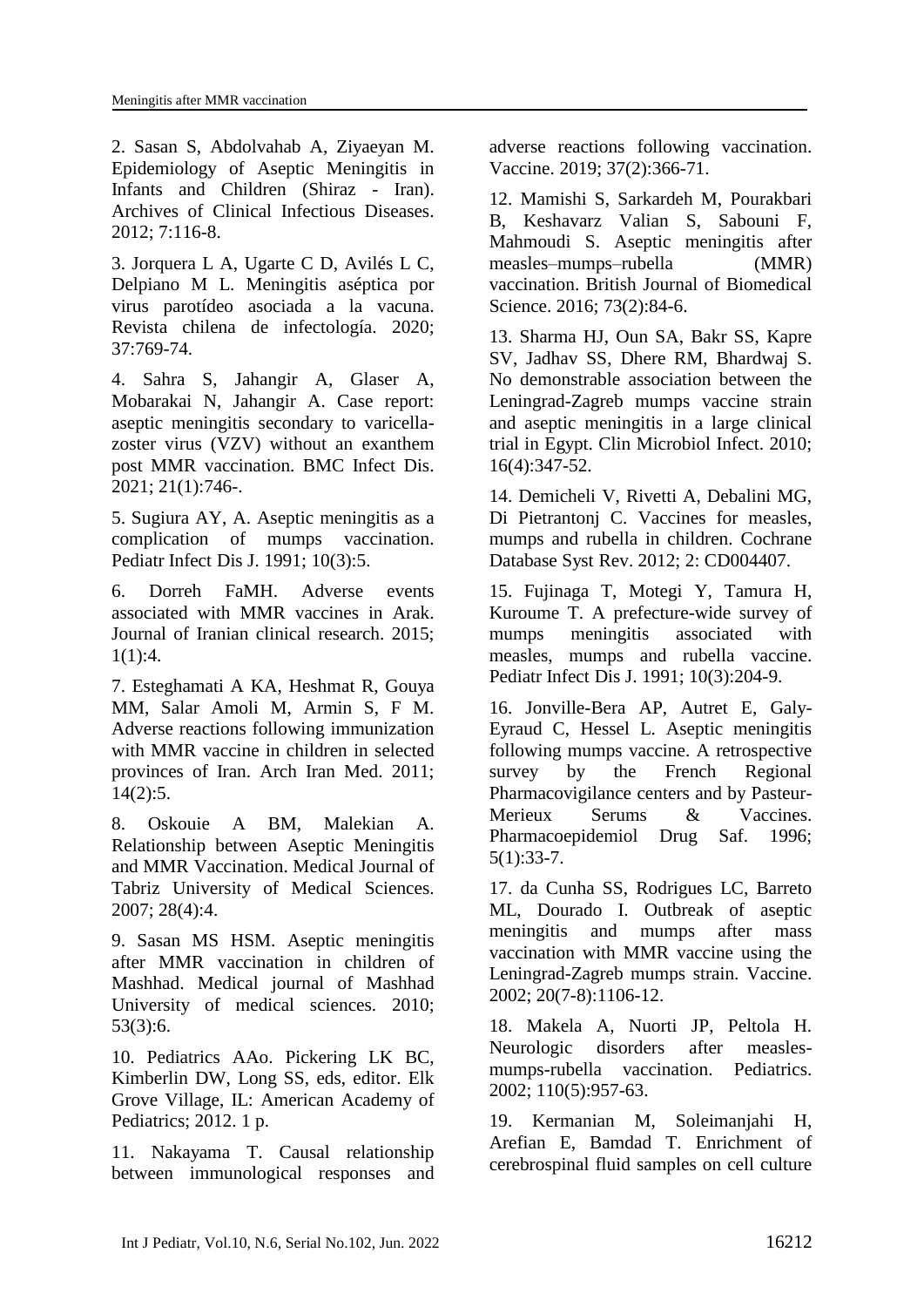2. Sasan S, Abdolvahab A, Ziyaeyan M. Epidemiology of Aseptic Meningitis in Infants and Children (Shiraz - Iran). Archives of Clinical Infectious Diseases. 2012; 7:116-8.

3. Jorquera L A, Ugarte C D, Avilés L C, Delpiano M L. Meningitis aséptica por virus parotídeo asociada a la vacuna. Revista chilena de infectología. 2020; 37:769-74.

4. Sahra S, Jahangir A, Glaser A, Mobarakai N, Jahangir A. Case report: aseptic meningitis secondary to varicella-zoster virus (VZV) without an exanthem post MMR vaccination. BMC Infect Dis. 2021; 21(1):746-.

5. Sugiura AY, A. Aseptic meningitis as a complication of mumps vaccination. Pediatr Infect Dis J. 1991; 10(3):5.

6. Dorreh FaMH. Adverse events associated with MMR vaccines in Arak. Journal of Iranian clinical research. 2015; 1(1):4.

7. Esteghamati A KA, Heshmat R, Gouya MM, Salar Amoli M, Armin S, F M. Adverse reactions following immunization with MMR vaccine in children in selected provinces of Iran. Arch Iran Med. 2011; 14(2):5.

8. Oskouie A BM, Malekian A. Relationship between Aseptic Meningitis and MMR Vaccination. Medical Journal of Tabriz University of Medical Sciences. 2007; 28(4):4.

9. Sasan MS HSM. Aseptic meningitis after MMR vaccination in children of Mashhad. Medical journal of Mashhad University of medical sciences. 2010; 53(3):6.

10. Pediatrics AAo. Pickering LK BC, Kimberlin DW, Long SS, eds, editor. Elk Grove Village, IL: American Academy of Pediatrics; 2012. 1 p.

11. Nakayama T. Causal relationship between immunological responses and adverse reactions following vaccination. Vaccine. 2019; 37(2):366-71.

12. Mamishi S, Sarkardeh M, Pourakbari B, Keshavarz Valian S, Sabouni F, Mahmoudi S. Aseptic meningitis after measles–mumps–rubella (MMR) vaccination. British Journal of Biomedical Science. 2016; 73(2):84-6.

13. Sharma HJ, Oun SA, Bakr SS, Kapre SV, Jadhav SS, Dhere RM, Bhardwaj S. No demonstrable association between the Leningrad-Zagreb mumps vaccine strain and aseptic meningitis in a large clinical trial in Egypt. Clin Microbiol Infect. 2010; 16(4):347-52.

14. Demicheli V, Rivetti A, Debalini MG, Di Pietrantonj C. Vaccines for measles, mumps and rubella in children. Cochrane Database Syst Rev. 2012; 2: CD004407.

15. Fujinaga T, Motegi Y, Tamura H, Kuroume T. A prefecture-wide survey of mumps meningitis associated with measles, mumps and rubella vaccine. Pediatr Infect Dis J. 1991; 10(3):204-9.

16. Jonville-Bera AP, Autret E, Galy-Eyraud C, Hessel L. Aseptic meningitis following mumps vaccine. A retrospective survey by the French Regional Pharmacovigilance centers and by Pasteur-Merieux Serums & Vaccines. Pharmacoepidemiol Drug Saf. 1996; 5(1):33-7.

17. da Cunha SS, Rodrigues LC, Barreto ML, Dourado I. Outbreak of aseptic meningitis and mumps after mass vaccination with MMR vaccine using the Leningrad-Zagreb mumps strain. Vaccine. 2002; 20(7-8):1106-12.

18. Makela A, Nuorti JP, Peltola H. Neurologic disorders after measles-mumps-rubella vaccination. Pediatrics. 2002; 110(5):957-63.

19. Kermanian M, Soleimanjahi H, Arefian E, Bamdad T. Enrichment of cerebrospinal fluid samples on cell culture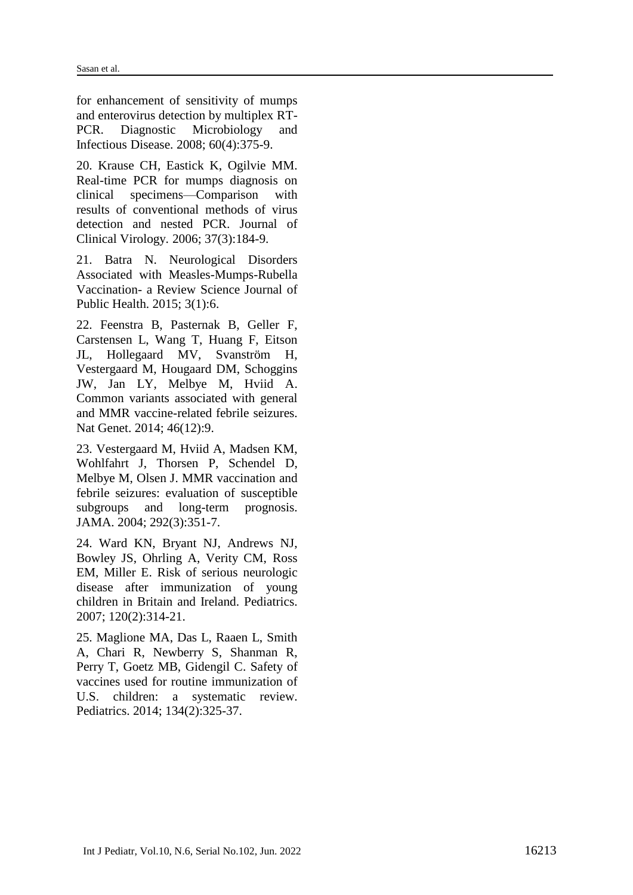for enhancement of sensitivity of mumps and enterovirus detection by multiplex RT-PCR. Diagnostic Microbiology and Infectious Disease. 2008; 60(4):375-9.

20. Krause CH, Eastick K, Ogilvie MM. Real-time PCR for mumps diagnosis on clinical specimens—Comparison with results of conventional methods of virus detection and nested PCR. Journal of Clinical Virology. 2006; 37(3):184-9.

21. Batra N. Neurological Disorders Associated with Measles-Mumps-Rubella Vaccination- a Review Science Journal of Public Health. 2015; 3(1):6.

22. Feenstra B, Pasternak B, Geller F, Carstensen L, Wang T, Huang F, Eitson JL, Hollegaard MV, Svanström H, Vestergaard M, Hougaard DM, Schoggins JW, Jan LY, Melbye M, Hviid A. Common variants associated with general and MMR vaccine-related febrile seizures. Nat Genet. 2014; 46(12):9.

23. Vestergaard M, Hviid A, Madsen KM, Wohlfahrt J, Thorsen P, Schendel D, Melbye M, Olsen J. MMR vaccination and febrile seizures: evaluation of susceptible subgroups and long-term prognosis. JAMA. 2004; 292(3):351-7.

24. Ward KN, Bryant NJ, Andrews NJ, Bowley JS, Ohrling A, Verity CM, Ross EM, Miller E. Risk of serious neurologic disease after immunization of young children in Britain and Ireland. Pediatrics. 2007; 120(2):314-21.

25. Maglione MA, Das L, Raaen L, Smith A, Chari R, Newberry S, Shanman R, Perry T, Goetz MB, Gidengil C. Safety of vaccines used for routine immunization of U.S. children: a systematic review. Pediatrics. 2014; 134(2):325-37.